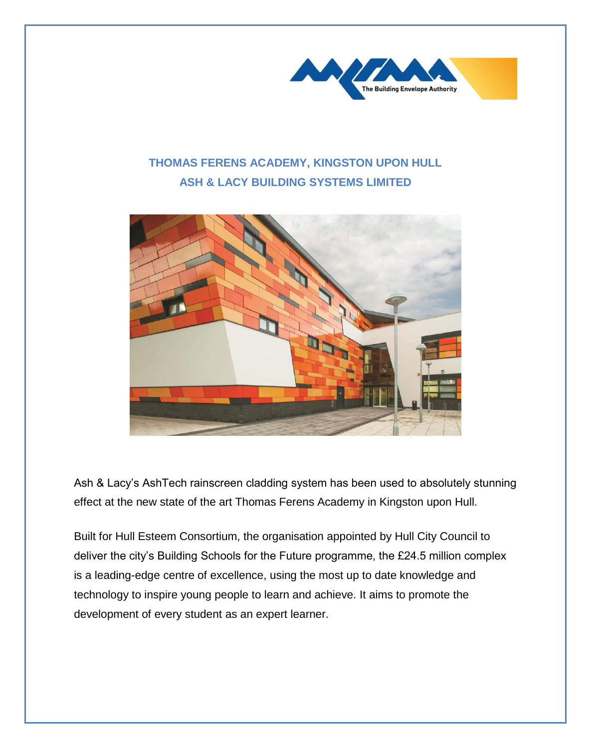# THOMAS FERENS ACADEMY, KINGSTON UPON HULL

## ASH & LACY BUILDING SYSTEMS LIMITED

Ash & Lacy's AshTech rainscreen cladding system has been used to absolutely stunning effect at the new state of the art Thomas Ferens Academy in Kingston upon Hull.

Built for Hull Esteem Consortium, the organisation appointed by Hull City Council to deliver the city's Building Schools for the Future programme, the £24.5 million complex is a leading-edge centre of excellence, using the most up to date knowledge and technology to inspire young people to learn and achieve. It aims to promote the development of every student as an expert learner.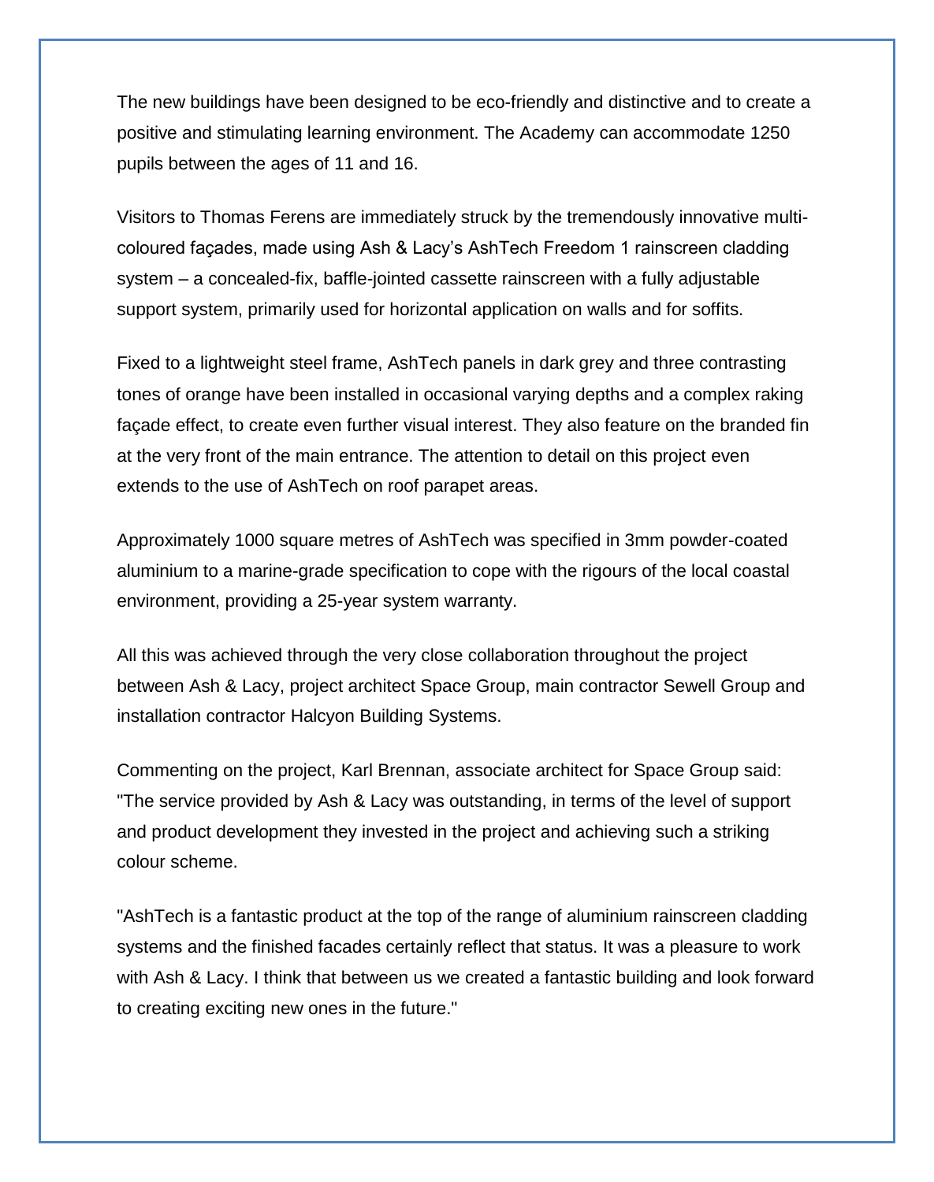The new buildings have been designed to be eco-friendly and distinctive and to create a positive and stimulating learning environment. The Academy can accommodate 1250 pupils between the ages of 11 and 16.

Visitors to Thomas Ferens are immediately struck by the tremendously innovative multi-coloured façades, made using Ash & Lacy's AshTech Freedom 1 rainscreen cladding system – a concealed-fix, baffle-jointed cassette rainscreen with a fully adjustable support system, primarily used for horizontal application on walls and for soffits.

Fixed to a lightweight steel frame, AshTech panels in dark grey and three contrasting tones of orange have been installed in occasional varying depths and a complex raking façade effect, to create even further visual interest. They also feature on the branded fin at the very front of the main entrance. The attention to detail on this project even extends to the use of AshTech on roof parapet areas.

Approximately 1000 square metres of AshTech was specified in 3mm powder-coated aluminium to a marine-grade specification to cope with the rigours of the local coastal environment, providing a 25-year system warranty.

All this was achieved through the very close collaboration throughout the project between Ash & Lacy, project architect Space Group, main contractor Sewell Group and installation contractor Halcyon Building Systems.

Commenting on the project, Karl Brennan, associate architect for Space Group said: "The service provided by Ash & Lacy was outstanding, in terms of the level of support and product development they invested in the project and achieving such a striking colour scheme.

"AshTech is a fantastic product at the top of the range of aluminium rainscreen cladding systems and the finished facades certainly reflect that status. It was a pleasure to work with Ash & Lacy. I think that between us we created a fantastic building and look forward to creating exciting new ones in the future."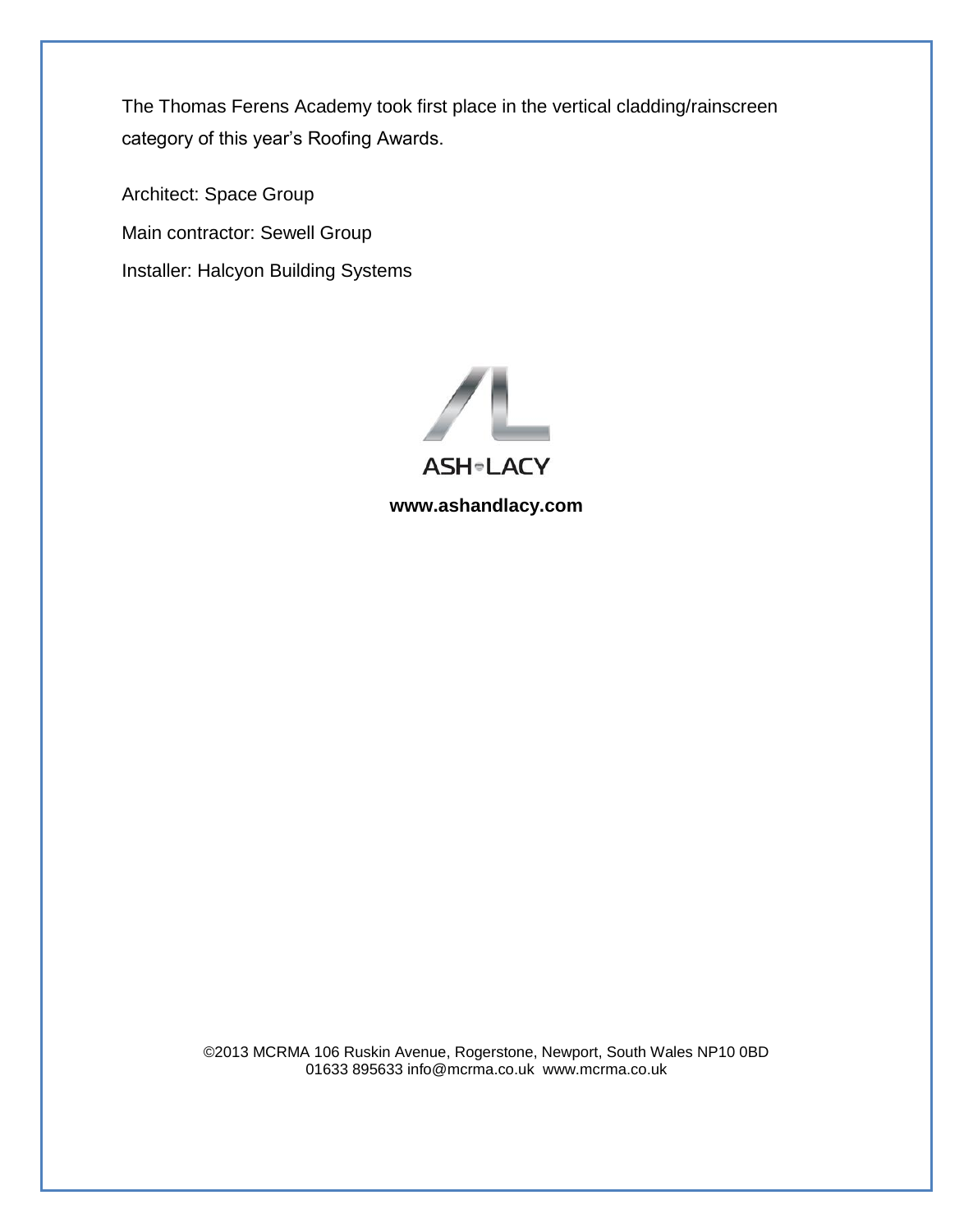The Thomas Ferens Academy took first place in the vertical cladding/rainscreen category of this year's Roofing Awards.

Architect: Space Group

Main contractor: Sewell Group

Installer: Halcyon Building Systems

ASH LACY

**www.ashandlacy.com**

©2013 MCRMA 106 Ruskin Avenue, Rogerstone, Newport, South Wales NP10 0BD
01633 895633 info@mcrma.co.uk www.mcrma.co.uk